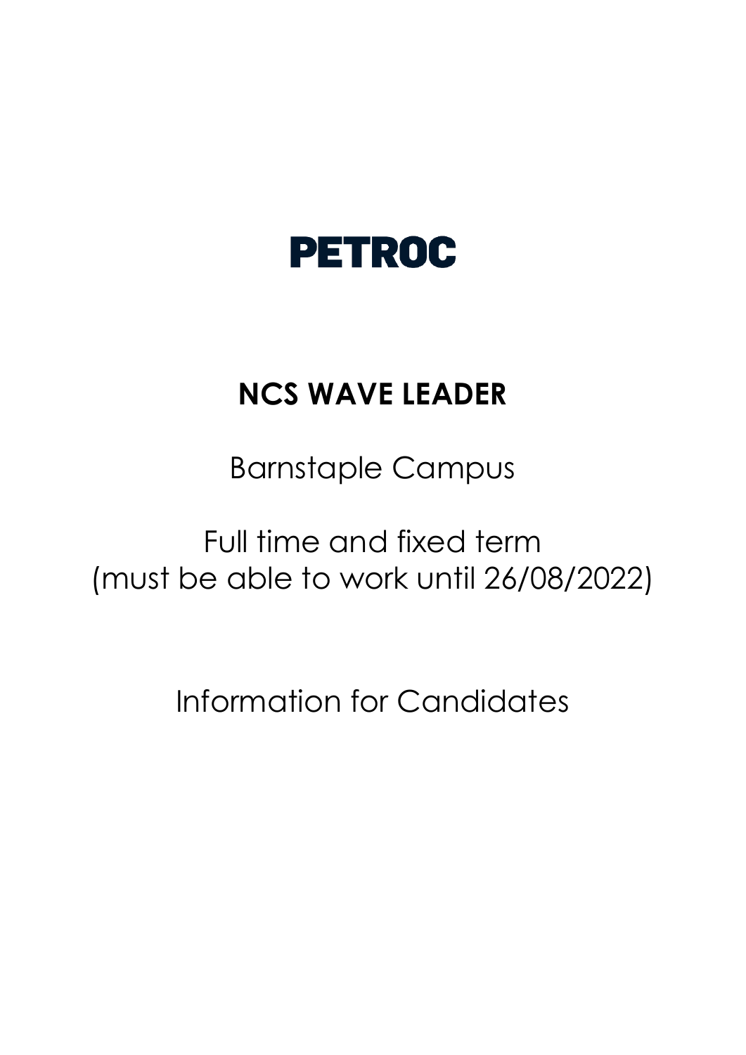# PETROC

## NCS WAVE LEADER

Barnstaple Campus

Full time and fixed term
(must be able to work until 26/08/2022)

Information for Candidates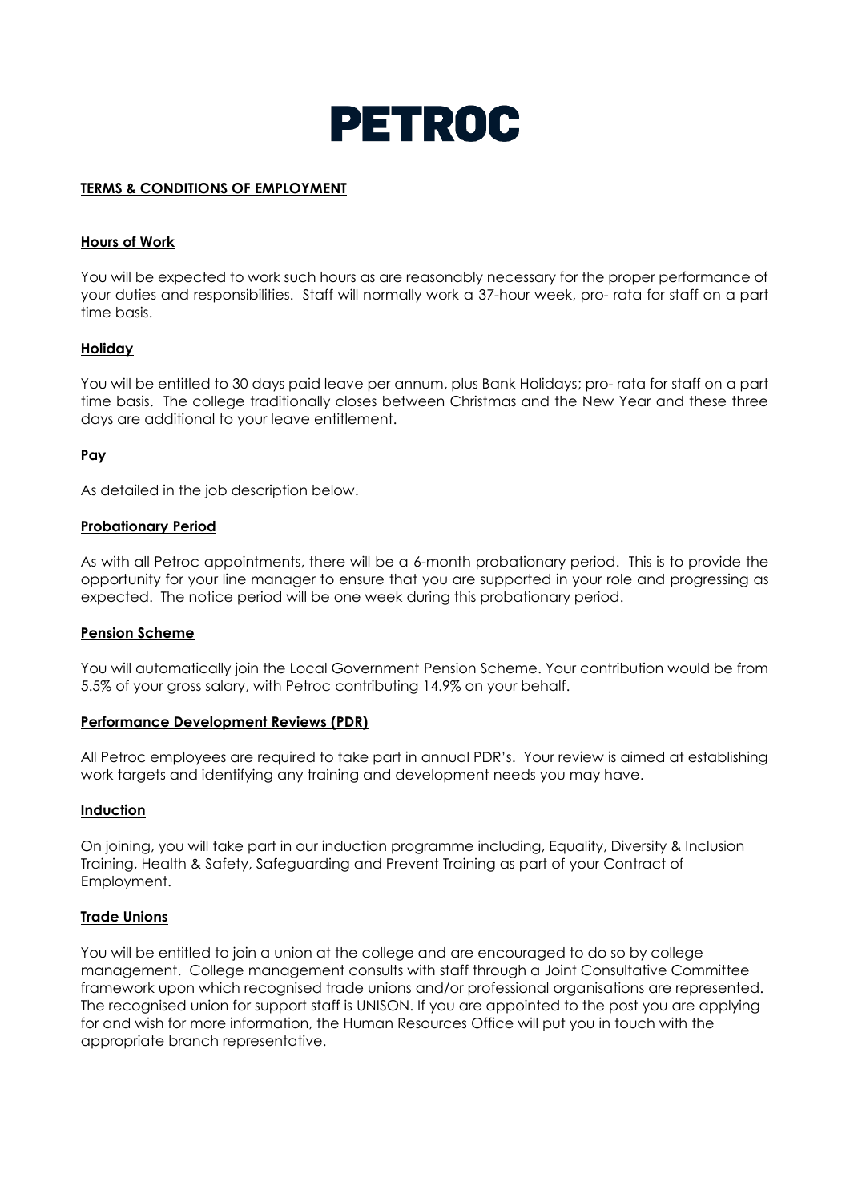# PETROC

## TERMS & CONDITIONS OF EMPLOYMENT

### Hours of Work

You will be expected to work such hours as are reasonably necessary for the proper performance of your duties and responsibilities. Staff will normally work a 37-hour week, pro- rata for staff on a part time basis.

### Holiday

You will be entitled to 30 days paid leave per annum, plus Bank Holidays; pro- rata for staff on a part time basis. The college traditionally closes between Christmas and the New Year and these three days are additional to your leave entitlement.

### Pay

As detailed in the job description below.

### Probationary Period

As with all Petroc appointments, there will be a 6-month probationary period. This is to provide the opportunity for your line manager to ensure that you are supported in your role and progressing as expected. The notice period will be one week during this probationary period.

### Pension Scheme

You will automatically join the Local Government Pension Scheme. Your contribution would be from 5.5% of your gross salary, with Petroc contributing 14.9% on your behalf.

### Performance Development Reviews (PDR)

All Petroc employees are required to take part in annual PDR's. Your review is aimed at establishing work targets and identifying any training and development needs you may have.

### Induction

On joining, you will take part in our induction programme including, Equality, Diversity & Inclusion Training, Health & Safety, Safeguarding and Prevent Training as part of your Contract of Employment.

### Trade Unions

You will be entitled to join a union at the college and are encouraged to do so by college management. College management consults with staff through a Joint Consultative Committee framework upon which recognised trade unions and/or professional organisations are represented. The recognised union for support staff is UNISON. If you are appointed to the post you are applying for and wish for more information, the Human Resources Office will put you in touch with the appropriate branch representative.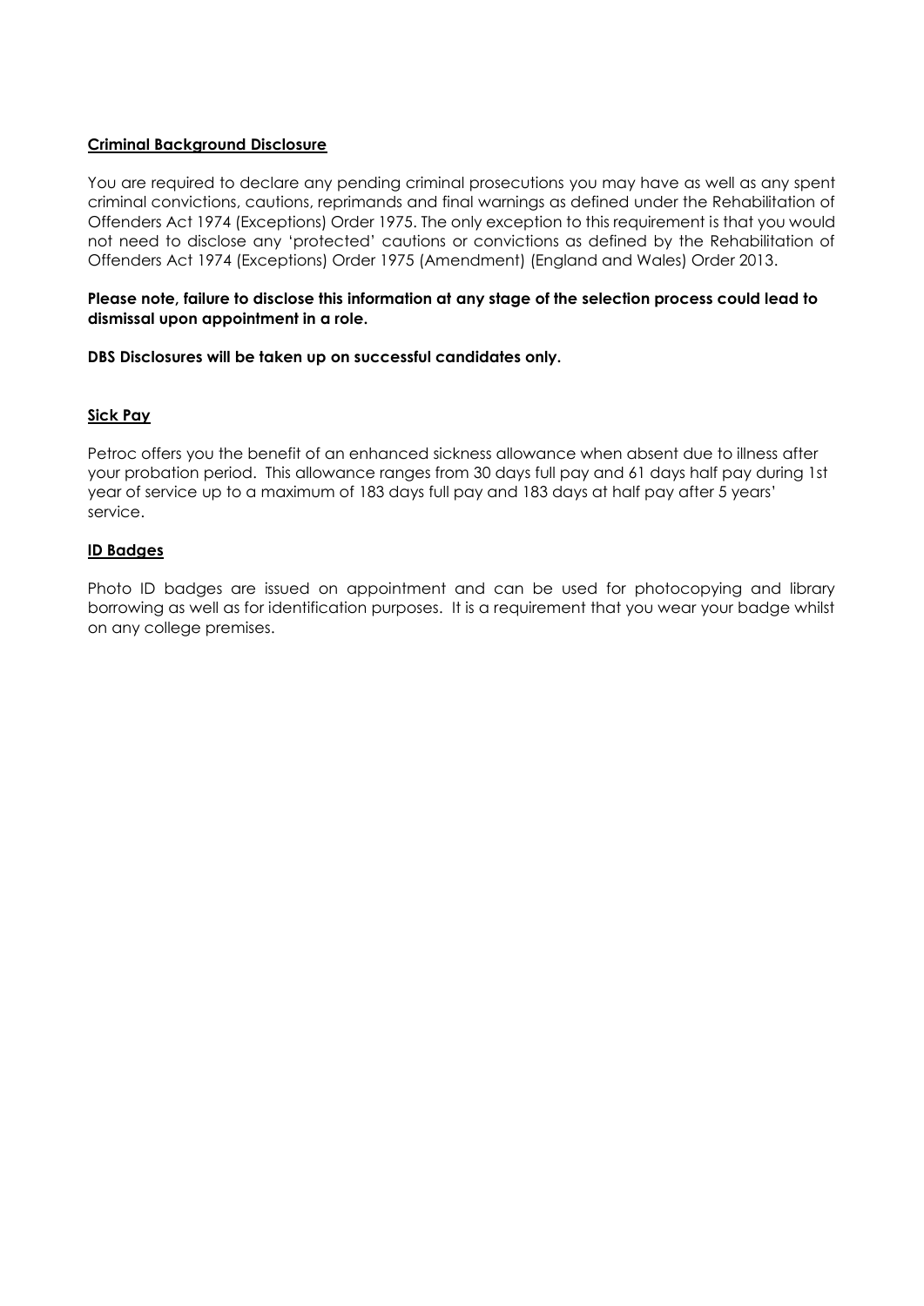**Criminal Background Disclosure**

You are required to declare any pending criminal prosecutions you may have as well as any spent criminal convictions, cautions, reprimands and final warnings as defined under the Rehabilitation of Offenders Act 1974 (Exceptions) Order 1975. The only exception to this requirement is that you would not need to disclose any 'protected' cautions or convictions as defined by the Rehabilitation of Offenders Act 1974 (Exceptions) Order 1975 (Amendment) (England and Wales) Order 2013.

**Please note, failure to disclose this information at any stage of the selection process could lead to dismissal upon appointment in a role.**

**DBS Disclosures will be taken up on successful candidates only.**

**Sick Pay**

Petroc offers you the benefit of an enhanced sickness allowance when absent due to illness after your probation period. This allowance ranges from 30 days full pay and 61 days half pay during 1st year of service up to a maximum of 183 days full pay and 183 days at half pay after 5 years' service.

**ID Badges**

Photo ID badges are issued on appointment and can be used for photocopying and library borrowing as well as for identification purposes. It is a requirement that you wear your badge whilst on any college premises.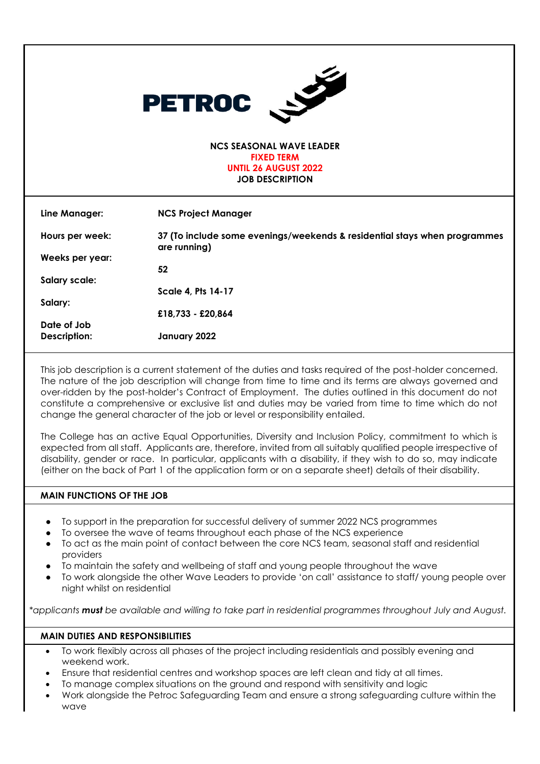**PETROC**

**NCS SEASONAL WAVE LEADER**
**FIXED TERM**
**UNTIL 26 AUGUST 2022**
**JOB DESCRIPTION**

| | |
|---|---|
| **Line Manager:** | **NCS Project Manager** |
| **Hours per week:** | **37 (To include some evenings/weekends & residential stays when programmes are running)** |
| **Weeks per year:** | **52** |
| **Salary scale:** | **Scale 4, Pts 14-17** |
| **Salary:** | **£18,733 - £20,864** |
| **Date of Job Description:** | **January 2022** |

This job description is a current statement of the duties and tasks required of the post-holder concerned. The nature of the job description will change from time to time and its terms are always governed and over-ridden by the post-holder's Contract of Employment. The duties outlined in this document do not constitute a comprehensive or exclusive list and duties may be varied from time to time which do not change the general character of the job or level or responsibility entailed.

The College has an active Equal Opportunities, Diversity and Inclusion Policy, commitment to which is expected from all staff. Applicants are, therefore, invited from all suitably qualified people irrespective of disability, gender or race. In particular, applicants with a disability, if they wish to do so, may indicate (either on the back of Part 1 of the application form or on a separate sheet) details of their disability.

## MAIN FUNCTIONS OF THE JOB

- To support in the preparation for successful delivery of summer 2022 NCS programmes
- To oversee the wave of teams throughout each phase of the NCS experience
- To act as the main point of contact between the core NCS team, seasonal staff and residential providers
- To maintain the safety and wellbeing of staff and young people throughout the wave
- To work alongside the other Wave Leaders to provide 'on call' assistance to staff/ young people over night whilst on residential

*\*applicants **must** be available and willing to take part in residential programmes throughout July and August.*

## MAIN DUTIES AND RESPONSIBILITIES

- To work flexibly across all phases of the project including residentials and possibly evening and weekend work.
- Ensure that residential centres and workshop spaces are left clean and tidy at all times.
- To manage complex situations on the ground and respond with sensitivity and logic
- Work alongside the Petroc Safeguarding Team and ensure a strong safeguarding culture within the wave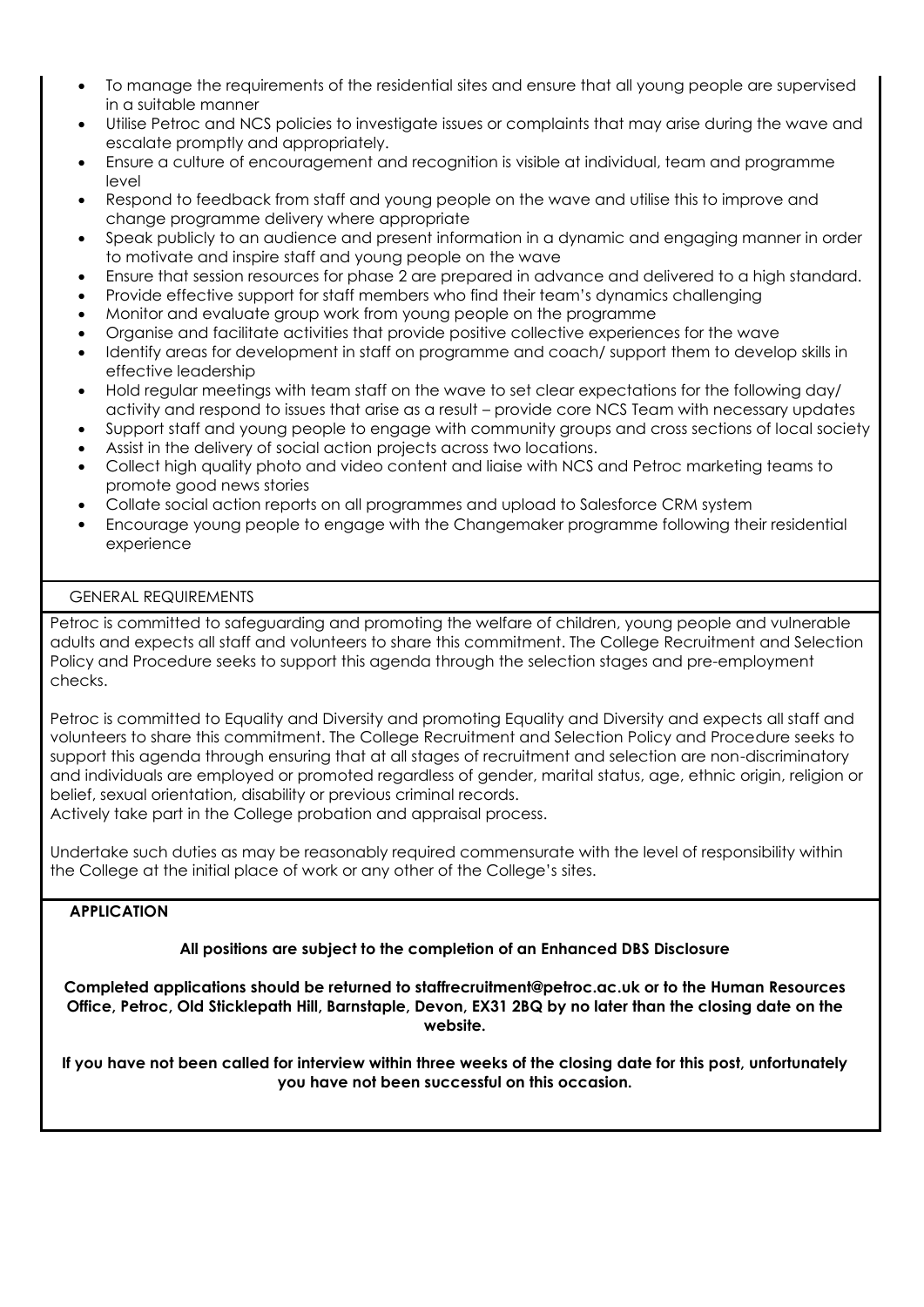- To manage the requirements of the residential sites and ensure that all young people are supervised in a suitable manner
- Utilise Petroc and NCS policies to investigate issues or complaints that may arise during the wave and escalate promptly and appropriately.
- Ensure a culture of encouragement and recognition is visible at individual, team and programme level
- Respond to feedback from staff and young people on the wave and utilise this to improve and change programme delivery where appropriate
- Speak publicly to an audience and present information in a dynamic and engaging manner in order to motivate and inspire staff and young people on the wave
- Ensure that session resources for phase 2 are prepared in advance and delivered to a high standard.
- Provide effective support for staff members who find their team's dynamics challenging
- Monitor and evaluate group work from young people on the programme
- Organise and facilitate activities that provide positive collective experiences for the wave
- Identify areas for development in staff on programme and coach/ support them to develop skills in effective leadership
- Hold regular meetings with team staff on the wave to set clear expectations for the following day/ activity and respond to issues that arise as a result – provide core NCS Team with necessary updates
- Support staff and young people to engage with community groups and cross sections of local society
- Assist in the delivery of social action projects across two locations.
- Collect high quality photo and video content and liaise with NCS and Petroc marketing teams to promote good news stories
- Collate social action reports on all programmes and upload to Salesforce CRM system
- Encourage young people to engage with the Changemaker programme following their residential experience

## GENERAL REQUIREMENTS

Petroc is committed to safeguarding and promoting the welfare of children, young people and vulnerable adults and expects all staff and volunteers to share this commitment. The College Recruitment and Selection Policy and Procedure seeks to support this agenda through the selection stages and pre-employment checks.

Petroc is committed to Equality and Diversity and promoting Equality and Diversity and expects all staff and volunteers to share this commitment. The College Recruitment and Selection Policy and Procedure seeks to support this agenda through ensuring that at all stages of recruitment and selection are non-discriminatory and individuals are employed or promoted regardless of gender, marital status, age, ethnic origin, religion or belief, sexual orientation, disability or previous criminal records.
Actively take part in the College probation and appraisal process.

Undertake such duties as may be reasonably required commensurate with the level of responsibility within the College at the initial place of work or any other of the College's sites.

## APPLICATION

**All positions are subject to the completion of an Enhanced DBS Disclosure**

**Completed applications should be returned to staffrecruitment@petroc.ac.uk or to the Human Resources Office, Petroc, Old Sticklepath Hill, Barnstaple, Devon, EX31 2BQ by no later than the closing date on the website.**

**If you have not been called for interview within three weeks of the closing date for this post, unfortunately you have not been successful on this occasion.**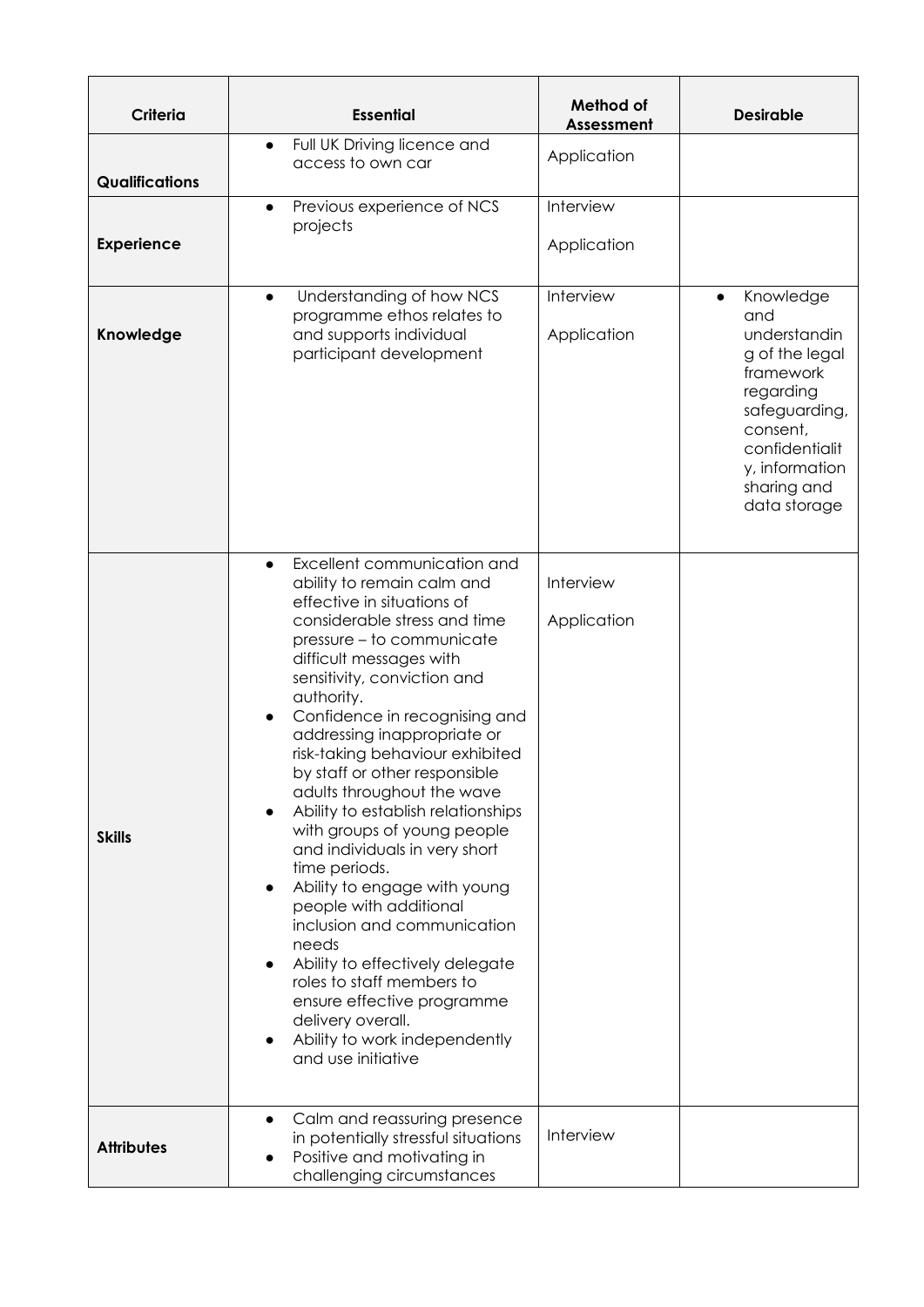| Criteria | Essential | Method of Assessment | Desirable |
|---|---|---|---|
| **Qualifications** | • Full UK Driving licence and access to own car | Application | |
| **Experience** | • Previous experience of NCS projects | Interview<br><br>Application | |
| **Knowledge** | • Understanding of how NCS programme ethos relates to and supports individual participant development | Interview<br><br>Application | • Knowledge and understanding of the legal framework regarding safeguarding, consent, confidentiality, information sharing and data storage |
| **Skills** | • Excellent communication and ability to remain calm and effective in situations of considerable stress and time pressure – to communicate difficult messages with sensitivity, conviction and authority.<br>• Confidence in recognising and addressing inappropriate or risk-taking behaviour exhibited by staff or other responsible adults throughout the wave<br>• Ability to establish relationships with groups of young people and individuals in very short time periods.<br>• Ability to engage with young people with additional inclusion and communication needs<br>• Ability to effectively delegate roles to staff members to ensure effective programme delivery overall.<br>• Ability to work independently and use initiative | Interview<br><br>Application | |
| **Attributes** | • Calm and reassuring presence in potentially stressful situations<br>• Positive and motivating in challenging circumstances | Interview | |